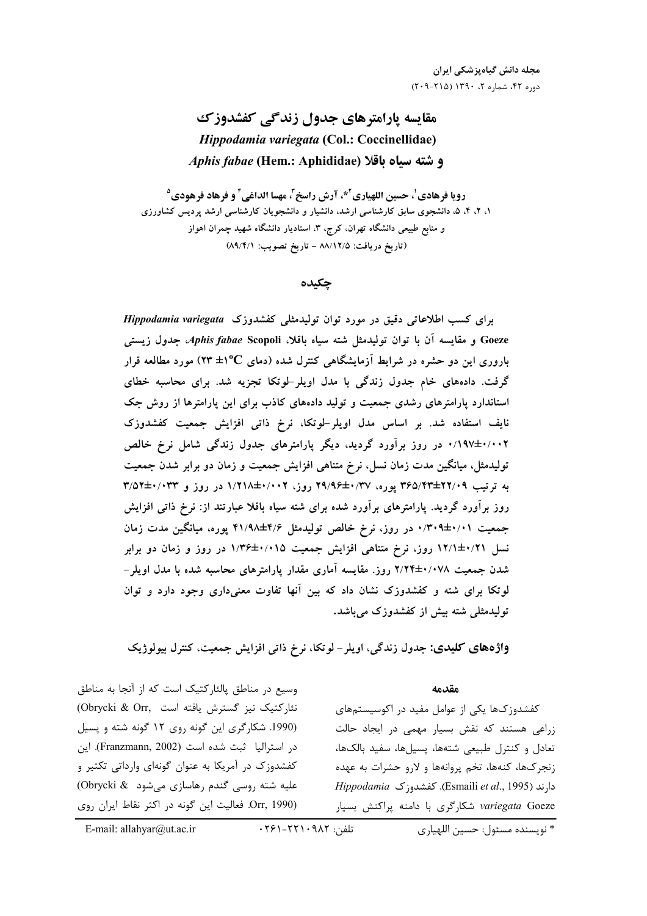# مقایسه پارامترهای جدول زندگی کفشدوزک *Hippodamia variegata* (Col.: Coccinellidae) و شته سیاه باقلا *Aphis fabae* (Hem.: Aphididae)

**رویا فرهادی[1]، حسین اللهیاری[2]*، آرش راسخ[3]، مهسا الداغی[4] و فرهاد فرهودی[5]**

۱، ۲، ۴، ۵، دانشجوی سابق کارشناسی ارشد، دانشیار و دانشجویان کارشناسی ارشد پردیس کشاورزی و منابع طبیعی دانشگاه تهران، کرج، ۳، استادیار دانشگاه شهید چمران اهواز

(تاریخ دریافت: ۸۸/۱۲/۵ - تاریخ تصویب: ۸۹/۴/۱)

## چکیده

**برای کسب اطلاعاتی دقیق در مورد توان تولیدمثلی کفشدوزک *Hippodamia variegata* Goeze و مقایسه آن با توان تولیدمثل شته سیاه باقلا، *Aphis fabae* Scopoli، جدول زیستی باروری این دو حشره در شرایط آزمایشگاهی کنترل شده (دمای $23 \pm 1^{o}C$) مورد مطالعه قرار گرفت. داده‌های خام جدول زندگی با مدل اویلر-لوتکا تجزیه شد. برای محاسبه خطای استاندارد پارامترهای رشدی جمعیت و تولید داده‌های کاذب برای این پارامترها از روش جک نایف استفاده شد. بر اساس مدل اویلر-لوتکا، نرخ ذاتی افزایش جمعیت کفشدوزک ۰/۱۹۷±۰/۰۰۲ در روز برآورد گردید، دیگر پارامترهای جدول زندگی شامل نرخ خالص تولیدمثل، میانگین مدت زمان نسل، نرخ متناهی افزایش جمعیت و زمان دو برابر شدن جمعیت به ترتیب ۳۶۵/۴۳±۲۲/۰۹ پوره، ۲۹/۹۶±۰/۳۷ روز، ۱/۲۱۸±۰/۰۰۲ در روز و ۳/۵۲±۰/۰۳۳ روز برآورد گردید. پارامترهای برآورد شده برای شته سیاه باقلا عبارتند از: نرخ ذاتی افزایش جمعیت ۰/۳۰۹±۰/۰۱ در روز، نرخ خالص تولیدمثل ۴۱/۹۸±۴/۶ پوره، میانگین مدت زمان نسل ۱۲/۱±۰/۲۱ روز، نرخ متناهی افزایش جمعیت ۱/۳۶±۰/۰۱۵ در روز و زمان دو برابر شدن جمعیت ۲/۲۴±۰/۰۷۸ روز. مقایسه آماری مقدار پارامترهای محاسبه شده با مدل اویلر-لوتکا برای شته و کفشدوزک نشان داد که بین آنها تفاوت معنی‌داری وجود دارد و توان تولیدمثلی شته بیش از کفشدوزک می‌باشد.**

**واژه‌های کلیدی:** جدول زندگی، اویلر- لوتکا، نرخ ذاتی افزایش جمعیت، کنترل بیولوژیک

## مقدمه

کفشدوزک‌ها یکی از عوامل مفید در اکوسیستم‌های زراعی هستند که نقش بسیار مهمی در ایجاد حالت تعادل و کنترل طبیعی شته‌ها، پسیل‌ها، سفید بالک‌ها، زنجرک‌ها، کنه‌ها، تخم پروانه‌ها و لارو حشرات به عهده دارند (Esmaili *et al.*, 1995). کفشدوزک *Hippodamia variegata* Goeze شکارگری با دامنه پراکنش بسیار وسیع در مناطق پالئارکتیک است که از آنجا به مناطق نئارکتیک نیز گسترش یافته است (Obrycki & Orr, 1990). شکارگری این گونه روی ۱۲ گونه شته و پسیل در استرالیا ثبت شده است (Franzmann, 2002). این کفشدوزک در آمریکا به عنوان گونه‌ای وارداتی تکثیر و علیه شته روسی گندم رهاسازی می‌شود (Obrycki & Orr, 1990). فعالیت این گونه در اکثر نقاط ایران روی

\* نویسنده مسئول: حسین اللهیاری تلفن: ۰۲۶۱-۲۲۱۰۹۸۲ E-mail: allahyar@ut.ac.ir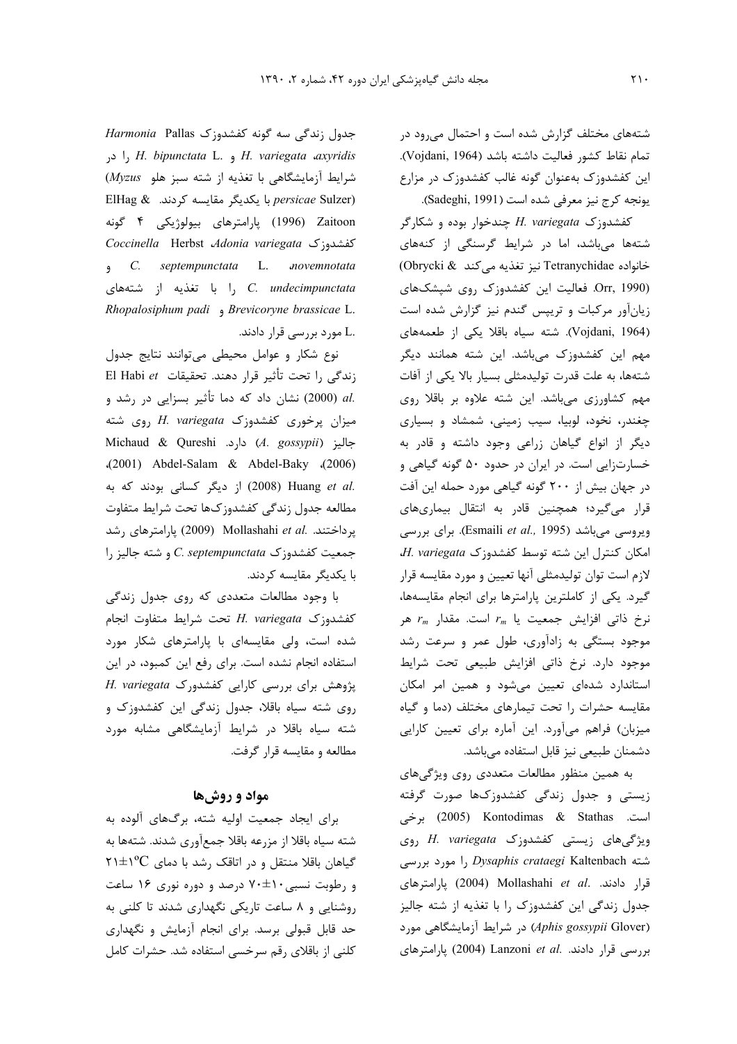شته‌های مختلف گزارش شده است و احتمال می‌رود در تمام نقاط کشور فعالیت داشته باشد (Vojdani, 1964). این کفشدوزک به‌عنوان گونه غالب کفشدوزک در مزارع یونجه کرج نیز معرفی شده است (Sadeghi, 1991).

کفشدوزک *H. variegata* چندخوار بوده و شکارگر شته‌ها می‌باشد، اما در شرایط گرسنگی از کنه‌های خانواده Tetranychidae نیز تغذیه می‌کند (Obrycki & Orr, 1990). فعالیت این کفشدوزک روی شپشک‌های زیان‌آور مرکبات و تریپس گندم نیز گزارش شده است (Vojdani, 1964). شته سیاه باقلا یکی از طعمه‌های مهم این کفشدوزک می‌باشد. این شته همانند دیگر شته‌ها، به علت قدرت تولیدمثلی بسیار بالا یکی از آفات مهم کشاورزی می‌باشد. این شته علاوه بر باقلا روی چغندر، نخود، لوبیا، سیب زمینی، شمشاد و بسیاری دیگر از انواع گیاهان زراعی وجود داشته و قادر به خسارت‌زایی است. در ایران در حدود ۵۰ گونه گیاهی و در جهان بیش از ۲۰۰ گونه گیاهی مورد حمله این آفت قرار می‌گیرد؛ همچنین قادر به انتقال بیماری‌های ویروسی می‌باشد (Esmaili *et al.,* 1995). برای بررسی امکان کنترل این شته توسط کفشدوزک *H. variegata*، لازم است توان تولیدمثلی آنها تعیین و مورد مقایسه قرار گیرد. یکی از کامل‌ترین پارامترها برای انجام مقایسه‌ها، نرخ ذاتی افزایش جمعیت یا $r_m$ است. مقدار $r_m$ هر موجود بستگی به زادآوری، طول عمر و سرعت رشد موجود دارد. نرخ ذاتی افزایش طبیعی تحت شرایط استاندارد شده‌ای تعیین می‌شود و همین امر امکان مقایسه حشرات را تحت تیمارهای مختلف (دما و گیاه میزبان) فراهم می‌آورد. این آماره برای تعیین کارایی دشمنان طبیعی نیز قابل استفاده می‌باشد.

به همین منظور مطالعات متعددی روی ویژگی‌های زیستی و جدول زندگی کفشدوزک‌ها صورت گرفته است. Kontodimas & Stathas (2005) برخی ویژگی‌های زیستی کفشدوزک *H. variegata* روی شته *Dysaphis crataegi* Kaltenbach را مورد بررسی قرار دادند. Mollashahi *et al.* (2004) پارامترهای جدول زندگی این کفشدوزک را با تغذیه از شته جالیز (*Aphis gossypii* Glover) در شرایط آزمایشگاهی مورد بررسی قرار دادند. Lanzoni *et al.* (2004) پارامترهای جدول زندگی سه گونه کفشدوزک *Harmonia* Pallas *axyridis*، *H. variegata* و *H. bipunctata* L. را در شرایط آزمایشگاهی با تغذیه از شته سبز هلو (*Myzus persicae* Sulzer) با یکدیگر مقایسه کردند. ElHag & Zaitoon (1996) پارامترهای بیولوژیکی ۴ گونه کفشدوزک *Adonia variegata*، *Coccinella* Herbst *novempunctata*، *C. septempunctata* L. و *C. undecimpunctata* را با تغذیه از شته‌های *Brevicoryne brassicae* L. و *Rhopalosiphum padi* L. مورد بررسی قرار دادند.

نوع شکار و عوامل محیطی می‌توانند نتایج جدول زندگی را تحت تأثیر قرار دهند. تحقیقات El Habi *et al.* (2000) نشان داد که دما تأثیر بسزایی در رشد و میزان پرخوری کفشدوزک *H. variegata* روی شته جالیز (*A. gossypii*) دارد. Michaud & Qureshi (2006)، Abdel-Salam & Abdel-Baky (2001)، Huang *et al.* (2008) از دیگر کسانی بودند که به مطالعه جدول زندگی کفشدوزک‌ها تحت شرایط متفاوت پرداختند. Mollashahi *et al.* (2009) پارامترهای رشد جمعیت کفشدوزک *C. septempunctata* و شته جالیز را با یکدیگر مقایسه کردند.

با وجود مطالعات متعددی که روی جدول زندگی کفشدوزک *H. variegata* تحت شرایط متفاوت انجام شده است، ولی مقایسه‌ای با پارامترهای شکار مورد استفاده انجام نشده است. برای رفع این کمبود، در این پژوهش برای بررسی کارایی کفشدورک *H. variegata* روی شته سیاه باقلا، جدول زندگی این کفشدوزک و شته سیاه باقلا در شرایط آزمایشگاهی مشابه مورد مطالعه و مقایسه قرار گرفت.

## مواد و روش‌ها

برای ایجاد جمعیت اولیه شته، برگ‌های آلوده به شته سیاه باقلا از مزرعه باقلا جمع‌آوری شدند. شته‌ها به گیاهان باقلا منتقل و در اتاقک رشد با دمای $21\pm1^{o}C$ و رطوبت نسبی ۱۰±۷۰ درصد و دوره نوری ۱۶ ساعت روشنایی و ۸ ساعت تاریکی نگهداری شدند تا کلنی به حد قابل قبولی برسد. برای انجام آزمایش و نگهداری کلنی از باقلای رقم سرخسی استفاده شد. حشرات کامل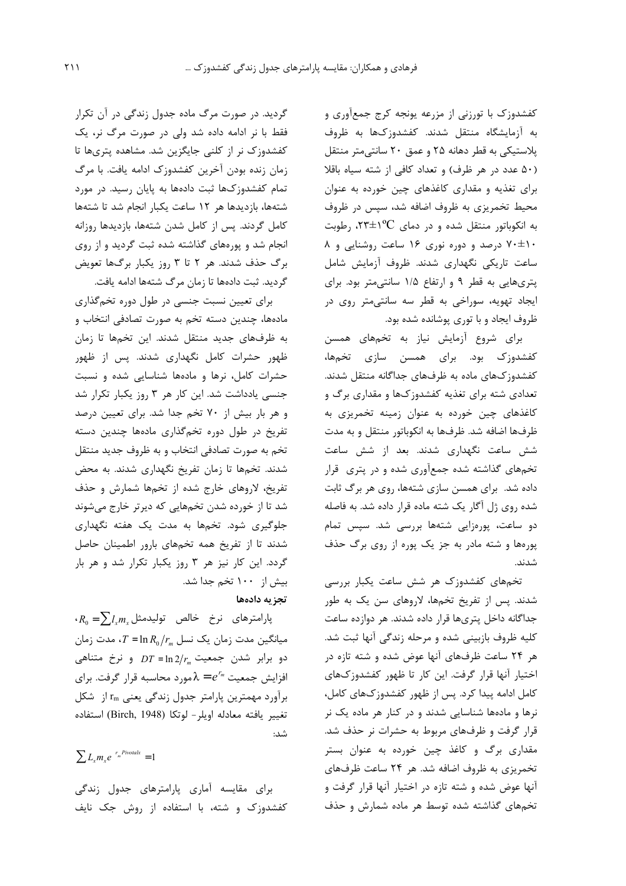کفشدوزک با تورزنی از مزرعه یونجه کرج جمع‌آوری و به آزمایشگاه منتقل شدند. کفشدوزک‌ها به ظروف پلاستیکی به قطر دهانه ۲۵ و عمق ۲۰ سانتی‌متر منتقل (۵۰ عدد در هر ظرف) و تعداد کافی از شته سیاه باقلا برای تغذیه و مقداری کاغذهای چین خورده به عنوان محیط تخمریزی به ظروف اضافه شد، سپس در ظروف به انکوباتور منتقل شده و در دمای ۱±۲۳°C، رطوبت ۱۰±۷۰ درصد و دوره نوری ۱۶ ساعت روشنایی و ۸ ساعت تاریکی نگهداری شدند. ظروف آزمایش شامل پتری‌هایی به قطر ۹ و ارتفاع ۱/۵ سانتی‌متر بود. برای ایجاد تهویه، سوراخی به قطر سه سانتی‌متر روی در ظروف ایجاد و با توری پوشانده شده بود.

برای شروع آزمایش نیاز به تخم‌های همسن کفشدوزک بود. برای همسن سازی تخم‌ها، کفشدوزک‌های ماده به ظرف‌های جداگانه منتقل شدند. تعدادی شته برای تغذیه کفشدوزک‌ها و مقداری برگ و کاغذهای چین خورده به عنوان زمینه تخمریزی به ظرف‌ها اضافه شد. ظرف‌ها به انکوباتور منتقل و به مدت شش ساعت نگهداری شدند. بعد از شش ساعت تخم‌های گذاشته شده جمع‌آوری شده و در پتری قرار داده شد. برای همسن سازی شته‌ها، روی هر برگ ثابت شده روی ژل آگار یک شته ماده قرار داده شد. به فاصله دو ساعت، پوره‌زایی شته‌ها بررسی شد. سپس تمام پوره‌ها و شته مادر به جز یک پوره از روی برگ حذف شدند.

تخم‌های کفشدوزک هر شش ساعت یکبار بررسی شدند. پس از تفریخ تخم‌ها، لاروهای سن یک به طور جداگانه داخل پتری‌ها قرار داده شدند. هر دوازده ساعت کلیه ظروف بازبینی شده و مرحله زندگی آنها ثبت شد. هر ۲۴ ساعت ظرف‌های آنها عوض شده و شته تازه در اختیار آنها قرار گرفت. این کار تا ظهور کفشدوزک‌های کامل ادامه پیدا کرد. پس از ظهور کفشدوزک‌های کامل، نرها و ماده‌ها شناسایی شدند و در کنار هر ماده یک نر قرار گرفت و ظرف‌های مربوط به حشرات نر حذف شد. مقداری برگ و کاغذ چین خورده به عنوان بستر تخمریزی به ظروف اضافه شد. هر ۲۴ ساعت ظرف‌های آنها عوض شده و شته تازه در اختیار آنها قرار گرفت و تخم‌های گذاشته شده توسط هر ماده شمارش و حذف گردید. در صورت مرگ ماده جدول زندگی در آن تکرار فقط با نر ادامه داده شد ولی در صورت مرگ نر، یک کفشدوزک نر از کلنی جایگزین شد. مشاهده پتری‌ها تا زمان زنده بودن آخرین کفشدوزک ادامه یافت. با مرگ تمام کفشدوزک‌ها ثبت داده‌ها به پایان رسید. در مورد شته‌ها، بازدیدها هر ۱۲ ساعت یکبار انجام شد تا شته‌ها کامل گردند. پس از کامل شدن شته‌ها، بازدیدها روزانه انجام شد و پوره‌های گذاشته شده ثبت گردید و از روی برگ حذف شدند. هر ۲ تا ۳ روز یکبار برگ‌ها تعویض گردید. ثبت داده‌ها تا زمان مرگ شته‌ها ادامه یافت.

برای تعیین نسبت جنسی در طول دوره تخم‌گذاری ماده‌ها، چندین دسته تخم به صورت تصادفی انتخاب و به ظرف‌های جدید منتقل شدند. این تخم‌ها تا زمان ظهور حشرات کامل نگهداری شدند. پس از ظهور حشرات کامل، نرها و ماده‌ها شناسایی شده و نسبت جنسی یادداشت شد. این کار هر ۳ روز یکبار تکرار شد و هر بار بیش از ۷۰ تخم جدا شد. برای تعیین درصد تفریخ در طول دوره تخم‌گذاری ماده‌ها چندین دسته تخم به صورت تصادفی انتخاب و به ظروف جدید منتقل شدند. تخم‌ها تا زمان تفریخ نگهداری شدند. به محض تفریخ، لاروهای خارج شده از تخم‌ها شمارش و حذف شد تا از خورده شدن تخم‌هایی که دیرتر خارج می‌شوند جلوگیری شود. تخم‌ها به مدت یک هفته نگهداری شدند تا از تفریخ همه تخم‌های بارور اطمینان حاصل گردد. این کار نیز هر ۳ روز یکبار تکرار شد و هر بار بیش از ۱۰۰ تخم جدا شد.

### تجزیه داده‌ها

پارامترهای نرخ خالص تولیدمثل $R_0 = \sum l_x m_x$، میانگین مدت زمان یک نسل $T = \ln R_0 / r_m$، مدت زمان دو برابر شدن جمعیت $DT = \ln 2 / r_m$ و نرخ متناهی افزایش جمعیت $\lambda = e^{r_m}$ مورد محاسبه قرار گرفت. برای برآورد مهمترین پارامتر جدول زندگی یعنی $r_m$ از شکل تغییر یافته معادله اویلر- لوتکا (Birch, 1948) استفاده شد:

$$\sum L_x m_x e^{-r_m Pivotalx} = 1$$

برای مقایسه آماری پارامترهای جدول زندگی کفشدوزک و شته، با استفاده از روش جک نایف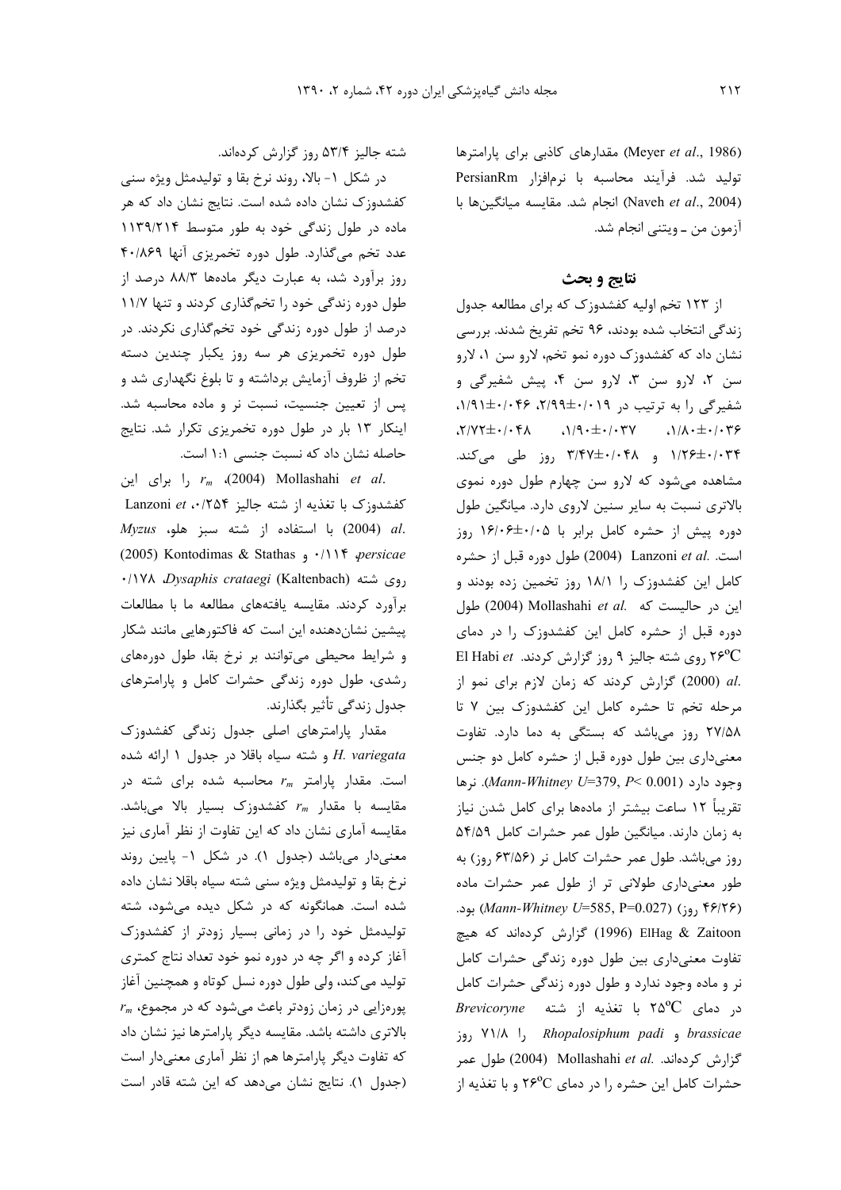(Meyer *et al*., 1986) مقدارهای کاذبی برای پارامترها تولید شد. فرآیند محاسبه با نرم‌افزار PersianRm (Naveh *et al*., 2004) انجام شد. مقایسه میانگین‌ها با آزمون من ـ ویتنی انجام شد.

## نتایج و بحث

از ۱۲۳ تخم اولیه کفشدوزک که برای مطالعه جدول زندگی انتخاب شده بودند، ۹۶ تخم تفریخ شدند. بررسی نشان داد که کفشدوزک دوره نمو تخم، لارو سن ۱، لارو سن ۲، لارو سن ۳، لارو سن ۴، پیش شفیرگی و شفیرگی را به ترتیب در ۰/۰۱۹±۲/۹۹، ۰/۰۴۶±۱/۹۱، ۰/۰۳۶±۱/۸۰، ۰/۰۳۷±۱/۹۰، ۰/۰۴۸±۲/۷۲، ۰/۰۳۴±۱/۲۶ و ۰/۰۴۸±۳/۴۷ روز طی می‌کند. مشاهده می‌شود که لارو سن چهارم طول دوره نموی بالاتری نسبت به سایر سنین لاروی دارد. میانگین طول دوره پیش از حشره کامل برابر با ۰/۰۵±۱۶/۰۶ روز است. Lanzoni *et al*. (2004) طول دوره قبل از حشره کامل این کفشدوزک را ۱۸/۱ روز تخمین زده بودند و این در حالیست که Mollashahi *et al*. (2004) طول دوره قبل از حشره کامل این کفشدوزک را در دمای ۲۶°C روی شته جالیز ۹ روز گزارش کردند. El Habi *et al*. (2000) گزارش کردند که زمان لازم برای نمو از مرحله تخم تا حشره کامل این کفشدوزک بین ۷ تا ۲۷/۵۸ روز می‌باشد که بستگی به دما دارد. تفاوت معنی‌داری بین طول دوره قبل از حشره کامل دو جنس وجود دارد ($Mann\text{-}Whitney\ U$=379, $P$< 0.001). نرها تقریباً ۱۲ ساعت بیشتر از ماده‌ها برای کامل شدن نیاز به زمان دارند. میانگین طول عمر حشرات کامل ۵۴/۵۹ روز می‌باشد. طول عمر حشرات کامل نر (۶۳/۵۶ روز) به طور معنی‌داری طولانی تر از طول عمر حشرات ماده (۴۶/۲۶ روز) ($Mann\text{-}Whitney\ U$=585, P=0.027) بود. ElHag & Zaitoon (1996) گزارش کرده‌اند که هیچ تفاوت معنی‌داری بین طول دوره زندگی حشرات کامل نر و ماده وجود ندارد و طول دوره زندگی حشرات کامل در دمای ۲۵°C با تغذیه از شته *Brevicoryne brassicae* و *Rhopalosiphum padi* را ۷۱/۸ روز گزارش کرده‌اند. Mollashahi *et al*. (2004) طول عمر حشرات کامل این حشره را در دمای ۲۶°C و با تغذیه از شته جالیز ۵۳/۴ روز گزارش کرده‌اند.

در شکل ۱- بالا، روند نرخ بقا و تولیدمثل ویژه سنی کفشدوزک نشان داده شده است. نتایج نشان داد که هر ماده در طول زندگی خود به طور متوسط ۱۱۳۹/۲۱۴ عدد تخم می‌گذارد. طول دوره تخمریزی آنها ۴۰/۸۶۹ روز برآورد شد، به عبارت دیگر ماده‌ها ۸۸/۳ درصد از طول دوره زندگی خود را تخم‌گذاری کردند و تنها ۱۱/۷ درصد از طول دوره زندگی خود تخم‌گذاری نکردند. در طول دوره تخمریزی هر سه روز یکبار چندین دسته تخم از ظروف آزمایش برداشته و تا بلوغ نگهداری شد و پس از تعیین جنسیت، نسبت نر و ماده محاسبه شد. اینکار ۱۳ بار در طول دوره تخمریزی تکرار شد. نتایج حاصله نشان داد که نسبت جنسی ۱:۱ است.

Mollashahi *et al*. (2004)، $r_m$ را برای این کفشدوزک با تغذیه از شته جالیز ۰/۲۵۴، Lanzoni *et al*. (2004) با استفاده از شته سبز هلو، *Myzus persicae*، ۰/۱۱۴ و Kontodimas & Stathas (2005) روی شته *Dysaphis crataegi* (Kaltenbach)، ۰/۱۷۸ برآورد کردند. مقایسه یافته‌های مطالعه ما با مطالعات پیشین نشان‌دهنده این است که فاکتورهایی مانند شکار و شرایط محیطی می‌توانند بر نرخ بقا، طول دوره‌های رشدی، طول دوره زندگی حشرات کامل و پارامترهای جدول زندگی تأثیر بگذارند.

مقدار پارامترهای اصلی جدول زندگی کفشدوزک *H. variegata* و شته سیاه باقلا در جدول ۱ ارائه شده است. مقدار پارامتر $r_m$ محاسبه شده برای شته در مقایسه با مقدار $r_m$ کفشدوزک بسیار بالا می‌باشد. مقایسه آماری نشان داد که این تفاوت از نظر آماری نیز معنی‌دار می‌باشد (جدول ۱). در شکل ۱- پایین روند نرخ بقا و تولیدمثل ویژه سنی شته سیاه باقلا نشان داده شده است. همانگونه که در شکل دیده می‌شود، شته تولیدمثل خود را در زمانی بسیار زودتر از کفشدوزک آغاز کرده و اگر چه در دوره نمو خود تعداد نتاج کمتری تولید می‌کند، ولی طول دوره نسل کوتاه و همچنین آغاز پوره‌زایی در زمان زودتر باعث می‌شود که در مجموع، $r_m$ بالاتری داشته باشد. مقایسه دیگر پارامترها نیز نشان داد که تفاوت دیگر پارامترها هم از نظر آماری معنی‌دار است (جدول ۱). نتایج نشان می‌دهد که این شته قادر است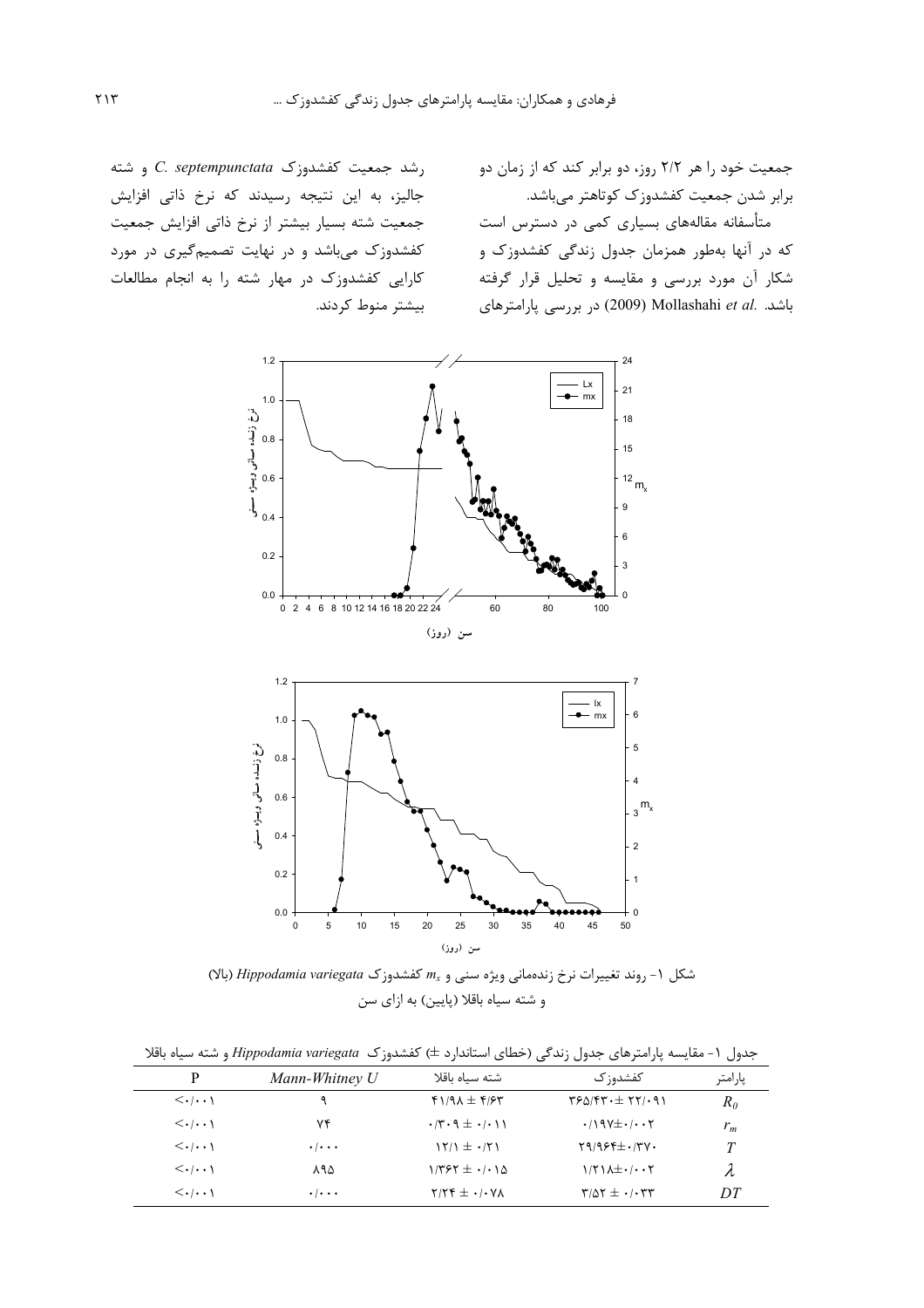جمعیت خود را هر ۲/۲ روز، دو برابر کند که از زمان دو برابر شدن جمعیت کفشدوزک کوتاهتر می‌باشد.

متأسفانه مقاله‌های بسیاری کمی در دسترس است که در آنها به‌طور همزمان جدول زندگی کفشدوزک و شکار آن مورد بررسی و مقایسه و تحلیل قرار گرفته باشد. Mollashahi *et al.* (2009) در بررسی پارامترهای رشد جمعیت کفشدوزک *C. septempunctata* و شته جالیز، به این نتیجه رسیدند که نرخ ذاتی افزایش جمعیت شته بسیار بیشتر از نرخ ذاتی افزایش جمعیت کفشدوزک می‌باشد و در نهایت تصمیم‌گیری در مورد کارایی کفشدوزک در مهار شته را به انجام مطالعات بیشتر منوط کردند.

شکل ۱- روند تغییرات نرخ زنده‌مانی ویژه سنی و $m_x$ کفشدوزک *Hippodamia variegata* (بالا) و شته سیاه باقلا (پایین) به ازای سن

جدول ۱- مقایسه پارامترهای جدول زندگی (خطای استاندارد ±) کفشدوزک *Hippodamia variegata* و شته سیاه باقلا

| پارامتر | کفشدوزک | شته سیاه باقلا | *Mann-Whitney U* | P |
|---|---|---|---|---|
| $R_0$ | ۳۶۵/۴۳۰± ۲۲/۰۹۱ | ۴۱/۹۸ ± ۴/۶۳ | ۹ | <۰/۰۰۱ |
| $r_m$ | ۰/۱۹۷±۰/۰۰۲ | ۰/۳۰۹ ± ۰/۰۱۱ | ۷۴ | <۰/۰۰۱ |
| $T$ | ۲۹/۹۶۴±۰/۳۷۰ | ۱۲/۱ ± ۰/۲۱ | ۰/۰۰۰ | <۰/۰۰۱ |
| $\lambda$ | ۱/۲۱۸±۰/۰۰۲ | ۱/۳۶۲ ± ۰/۰۱۵ | ۸۹۵ | <۰/۰۰۱ |
| $DT$ | ۳/۵۲ ± ۰/۰۳۳ | ۲/۲۴ ± ۰/۰۷۸ | ۰/۰۰۰ | <۰/۰۰۱ |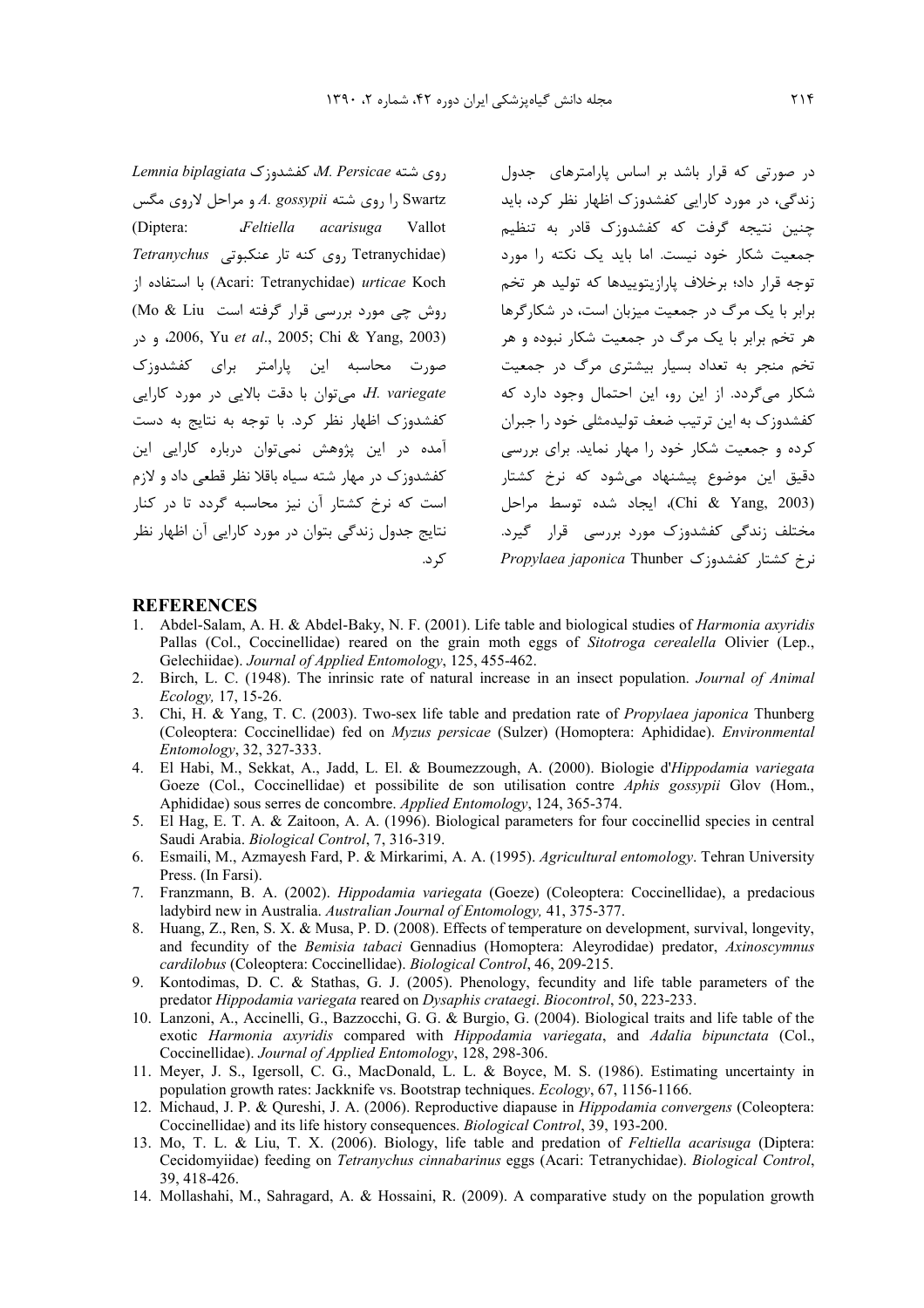در صورتی که قرار باشد بر اساس پارامترهای جدول زندگی، در مورد کارایی کفشدوزک اظهار نظر کرد، باید چنین نتیجه گرفت که کفشدوزک قادر به تنظیم جمعیت شکار خود نیست. اما باید یک نکته را مورد توجه قرار داد؛ برخلاف پارازیتوییدها که تولید هر تخم برابر با یک مرگ در جمعیت میزبان است، در شکارگرها هر تخم برابر با یک مرگ در جمعیت شکار نبوده و هر تخم منجر به تعداد بسیار بیشتری مرگ در جمعیت شکار می‌گردد. از این رو، این احتمال وجود دارد که کفشدوزک به این ترتیب ضعف تولیدمثلی خود را جبران کرده و جمعیت شکار خود را مهار نماید. برای بررسی دقیق این موضوع پیشنهاد می‌شود که نرخ کشتار (Chi & Yang, 2003)، ایجاد شده توسط مراحل مختلف زندگی کفشدوزک مورد بررسی قرار گیرد. نرخ کشتار کفشدوزک *Propylaea japonica* Thunber روی شته *M. Persicae*، کفشدوزک *Lemnia biplagiata* Swartz را روی شته *A. gossypii* و مراحل لاروی مگس *Feltiella acarisuga* Vallot (Diptera: Tetranychidae) روی کنه تار عنکبوتی *Tetranychus urticae* Koch (Acari: Tetranychidae) با استفاده از روش چی مورد بررسی قرار گرفته است (Mo & Liu 2006, Yu *et al*., 2005; Chi & Yang, 2003)، و در صورت محاسبه این پارامتر برای کفشدوزک *H. variegate*، می‌توان با دقت بالایی در مورد کارایی کفشدوزک اظهار نظر کرد. با توجه به نتایج به دست آمده در این پژوهش نمی‌توان درباره کارایی این کفشدوزک در مهار شته سیاه باقلا نظر قطعی داد و لازم است که نرخ کشتار آن نیز محاسبه گردد تا در کنار نتایج جدول زندگی بتوان در مورد کارایی آن اظهار نظر کرد.

## REFERENCES

1. Abdel-Salam, A. H. & Abdel-Baky, N. F. (2001). Life table and biological studies of *Harmonia axyridis* Pallas (Col., Coccinellidae) reared on the grain moth eggs of *Sitotroga cerealella* Olivier (Lep., Gelechiidae). *Journal of Applied Entomology*, 125, 455-462.
2. Birch, L. C. (1948). The inrinsic rate of natural increase in an insect population. *Journal of Animal Ecology,* 17, 15-26.
3. Chi, H. & Yang, T. C. (2003). Two-sex life table and predation rate of *Propylaea japonica* Thunberg (Coleoptera: Coccinellidae) fed on *Myzus persicae* (Sulzer) (Homoptera: Aphididae). *Environmental Entomology*, 32, 327-333.
4. El Habi, M., Sekkat, A., Jadd, L. El. & Boumezzough, A. (2000). Biologie d'*Hippodamia variegata* Goeze (Col., Coccinellidae) et possibilite de son utilisation contre *Aphis gossypii* Glov (Hom., Aphididae) sous serres de concombre. *Applied Entomology*, 124, 365-374.
5. El Hag, E. T. A. & Zaitoon, A. A. (1996). Biological parameters for four coccinellid species in central Saudi Arabia. *Biological Control*, 7, 316-319.
6. Esmaili, M., Azmayesh Fard, P. & Mirkarimi, A. A. (1995). *Agricultural entomology*. Tehran University Press. (In Farsi).
7. Franzmann, B. A. (2002). *Hippodamia variegata* (Goeze) (Coleoptera: Coccinellidae), a predacious ladybird new in Australia. *Australian Journal of Entomology,* 41, 375-377.
8. Huang, Z., Ren, S. X. & Musa, P. D. (2008). Effects of temperature on development, survival, longevity, and fecundity of the *Bemisia tabaci* Gennadius (Homoptera: Aleyrodidae) predator, *Axinoscymnus cardilobus* (Coleoptera: Coccinellidae). *Biological Control*, 46, 209-215.
9. Kontodimas, D. C. & Stathas, G. J. (2005). Phenology, fecundity and life table parameters of the predator *Hippodamia variegata* reared on *Dysaphis crataegi*. *Biocontrol*, 50, 223-233.
10. Lanzoni, A., Accinelli, G., Bazzocchi, G. G. & Burgio, G. (2004). Biological traits and life table of the exotic *Harmonia axyridis* compared with *Hippodamia variegata*, and *Adalia bipunctata* (Col., Coccinellidae). *Journal of Applied Entomology*, 128, 298-306.
11. Meyer, J. S., Igersoll, C. G., MacDonald, L. L. & Boyce, M. S. (1986). Estimating uncertainty in population growth rates: Jackknife vs. Bootstrap techniques. *Ecology*, 67, 1156-1166.
12. Michaud, J. P. & Qureshi, J. A. (2006). Reproductive diapause in *Hippodamia convergens* (Coleoptera: Coccinellidae) and its life history consequences. *Biological Control*, 39, 193-200.
13. Mo, T. L. & Liu, T. X. (2006). Biology, life table and predation of *Feltiella acarisuga* (Diptera: Cecidomyiidae) feeding on *Tetranychus cinnabarinus* eggs (Acari: Tetranychidae). *Biological Control*, 39, 418-426.
14. Mollashahi, M., Sahragard, A. & Hossaini, R. (2009). A comparative study on the population growth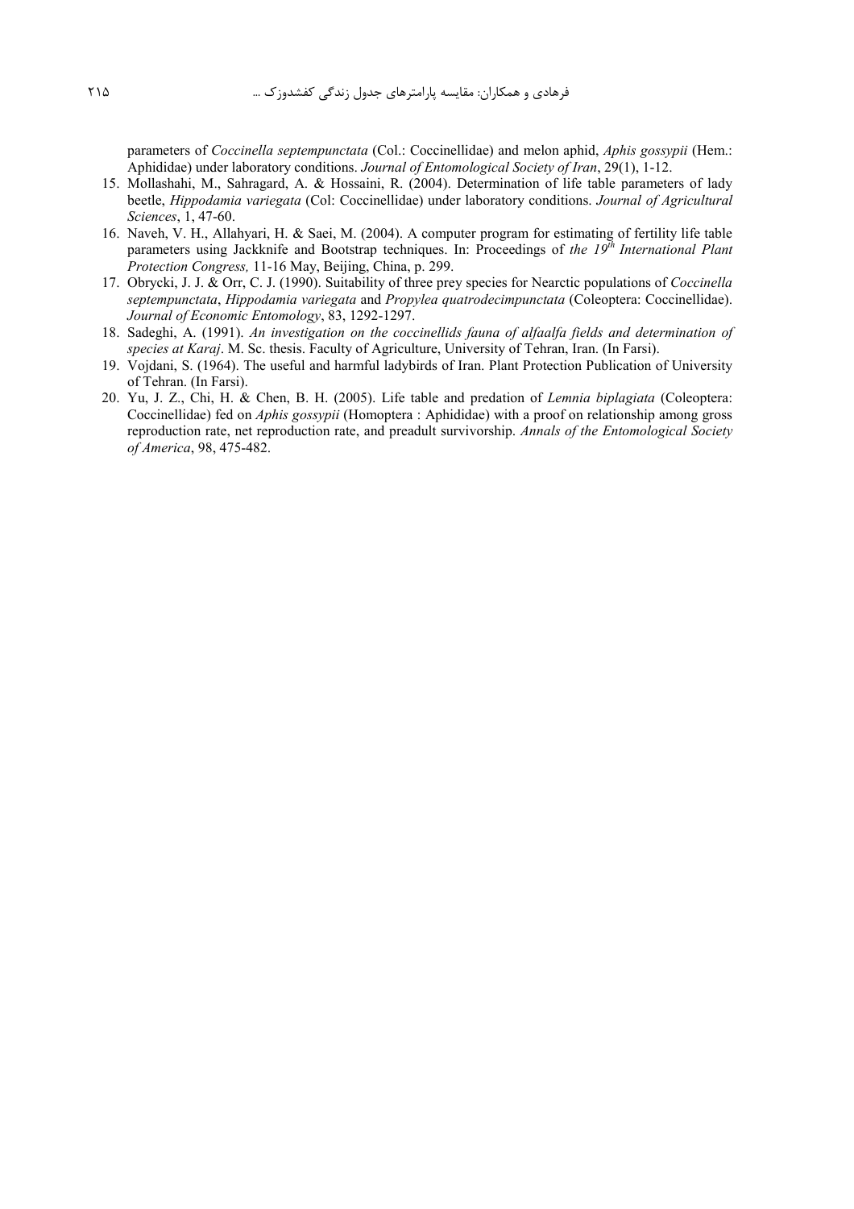parameters of *Coccinella septempunctata* (Col.: Coccinellidae) and melon aphid, *Aphis gossypii* (Hem.: Aphididae) under laboratory conditions. *Journal of Entomological Society of Iran*, 29(1), 1-12.

15. Mollashahi, M., Sahragard, A. & Hossaini, R. (2004). Determination of life table parameters of lady beetle, *Hippodamia variegata* (Col: Coccinellidae) under laboratory conditions. *Journal of Agricultural Sciences*, 1, 47-60.
16. Naveh, V. H., Allahyari, H. & Saei, M. (2004). A computer program for estimating of fertility life table parameters using Jackknife and Bootstrap techniques. In: Proceedings of *the 19th International Plant Protection Congress,* 11-16 May, Beijing, China, p. 299.
17. Obrycki, J. J. & Orr, C. J. (1990). Suitability of three prey species for Nearctic populations of *Coccinella septempunctata*, *Hippodamia variegata* and *Propylea quatrodecimpunctata* (Coleoptera: Coccinellidae). *Journal of Economic Entomology*, 83, 1292-1297.
18. Sadeghi, A. (1991). *An investigation on the coccinellids fauna of alfaalfa fields and determination of species at Karaj*. M. Sc. thesis. Faculty of Agriculture, University of Tehran, Iran. (In Farsi).
19. Vojdani, S. (1964). The useful and harmful ladybirds of Iran. Plant Protection Publication of University of Tehran. (In Farsi).
20. Yu, J. Z., Chi, H. & Chen, B. H. (2005). Life table and predation of *Lemnia biplagiata* (Coleoptera: Coccinellidae) fed on *Aphis gossypii* (Homoptera : Aphididae) with a proof on relationship among gross reproduction rate, net reproduction rate, and preadult survivorship. *Annals of the Entomological Society of America*, 98, 475-482.